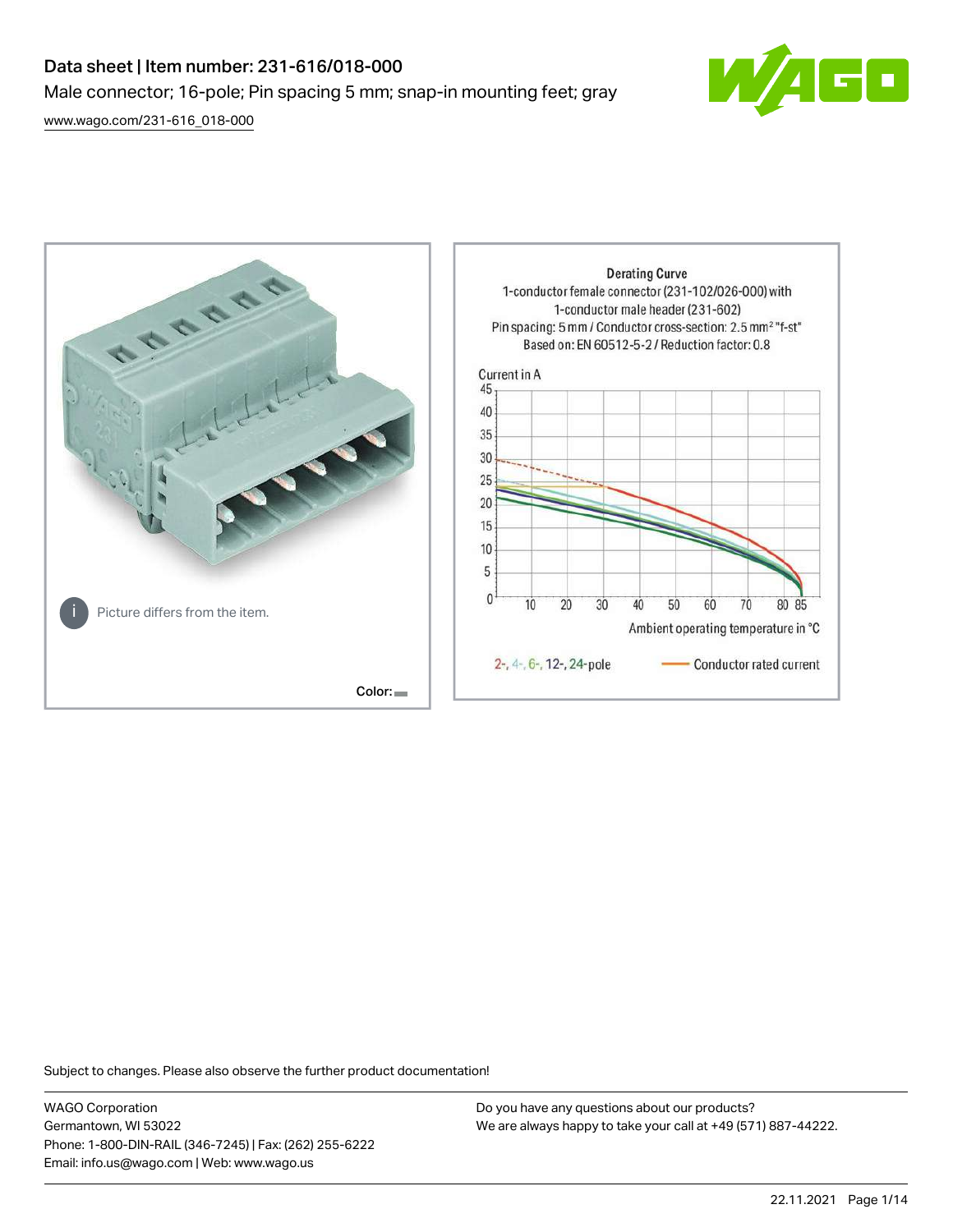# Data sheet | Item number: 231-616/018-000

Male connector; 16-pole; Pin spacing 5 mm; snap-in mounting feet; gray

[www.wago.com/231-616_018-000](www.wago.com/231-616_018-000)

Picture differs from the item.

Color:

Derating Curve
1-conductor female connector (231-102/026-000) with
1-conductor male header (231-602)
Pin spacing: 5 mm / Conductor cross-section: 2.5 mm² "f-st"
Based on: EN 60512-5-2 / Reduction factor: 0.8

Current in A

Ambient operating temperature in °C

2-, 4-, 6-, 12-, 24-pole — Conductor rated current

Subject to changes. Please also observe the further product documentation!

WAGO Corporation
Germantown, WI 53022
Phone: 1-800-DIN-RAIL (346-7245) | Fax: (262) 255-6222
Email: info.us@wago.com | Web: www.wago.us

Do you have any questions about our products?
We are always happy to take your call at +49 (571) 887-44222.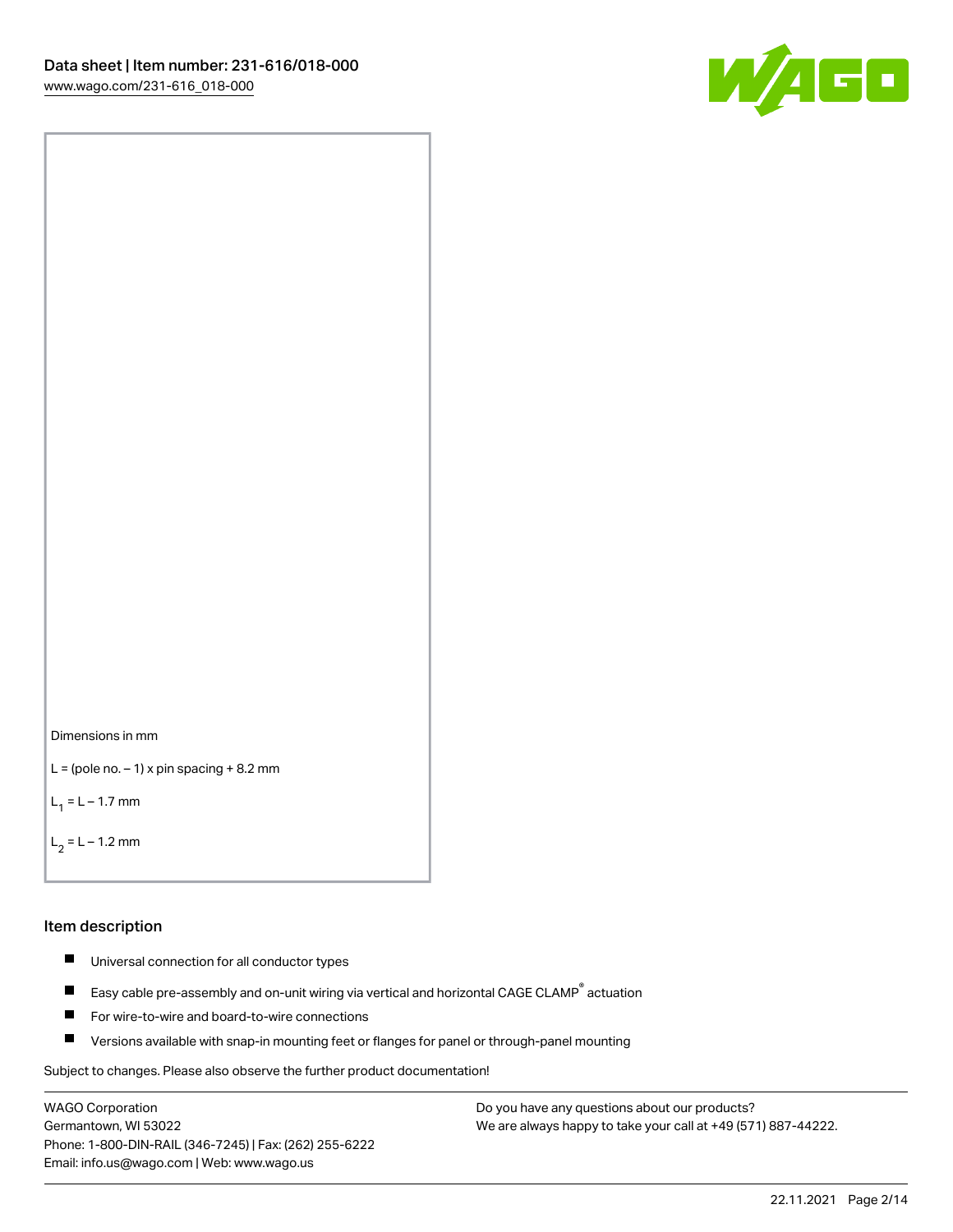Dimensions in mm

L = (pole no. – 1) x pin spacing + 8.2 mm

$L_1$ = L – 1.7 mm

$L_2$ = L – 1.2 mm

## Item description

- Universal connection for all conductor types
- Easy cable pre-assembly and on-unit wiring via vertical and horizontal CAGE CLAMP® actuation
- For wire-to-wire and board-to-wire connections
- Versions available with snap-in mounting feet or flanges for panel or through-panel mounting

Subject to changes. Please also observe the further product documentation!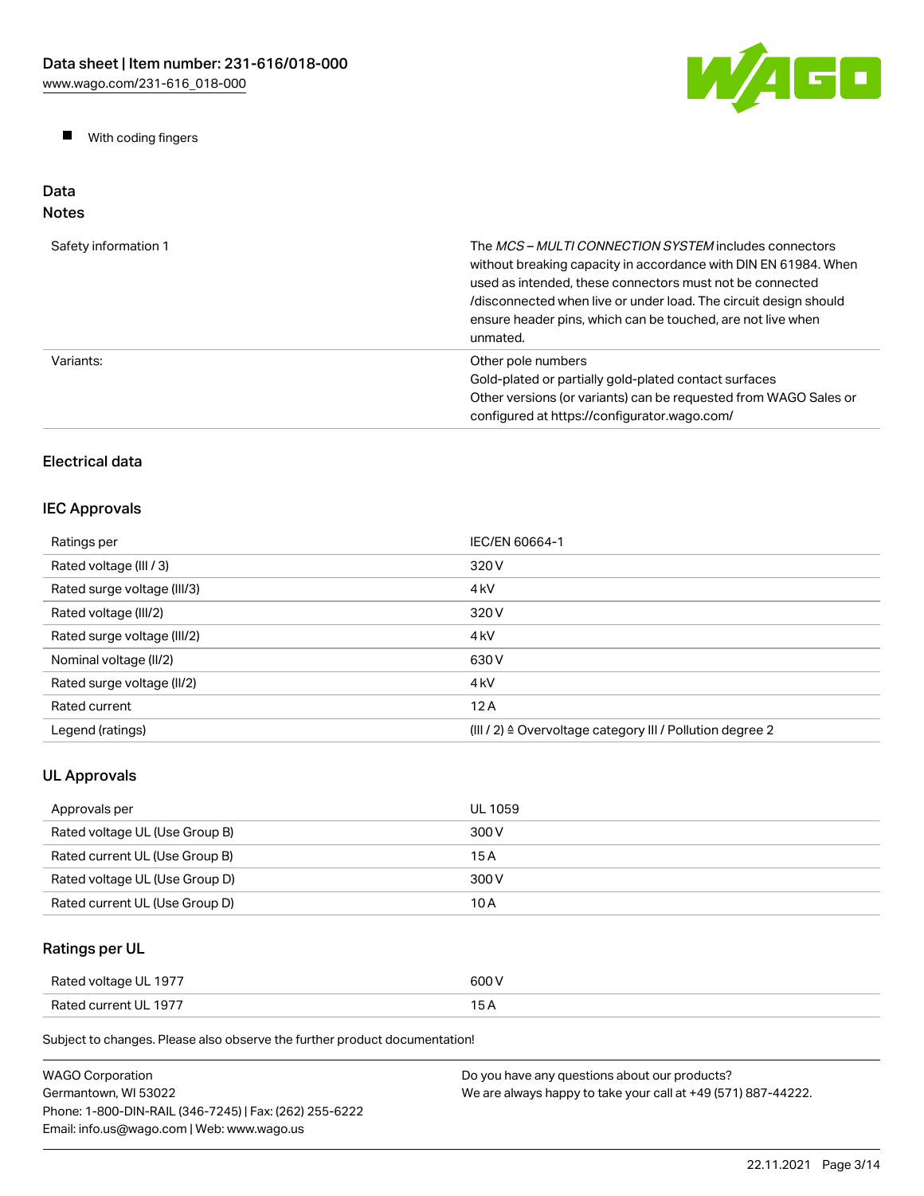- With coding fingers

## Data

### Notes

| | |
|---|---|
| Safety information 1 | The *MCS – MULTI CONNECTION SYSTEM* includes connectors without breaking capacity in accordance with DIN EN 61984. When used as intended, these connectors must not be connected /disconnected when live or under load. The circuit design should ensure header pins, which can be touched, are not live when unmated. |
| Variants: | Other pole numbers<br>Gold-plated or partially gold-plated contact surfaces<br>Other versions (or variants) can be requested from WAGO Sales or configured at https://configurator.wago.com/ |

### Electrical data

### IEC Approvals

| | |
|---|---|
| Ratings per | IEC/EN 60664-1 |
| Rated voltage (III / 3) | 320 V |
| Rated surge voltage (III/3) | 4 kV |
| Rated voltage (III/2) | 320 V |
| Rated surge voltage (III/2) | 4 kV |
| Nominal voltage (II/2) | 630 V |
| Rated surge voltage (II/2) | 4 kV |
| Rated current | 12 A |
| Legend (ratings) | (III / 2) ≙ Overvoltage category III / Pollution degree 2 |

### UL Approvals

| | |
|---|---|
| Approvals per | UL 1059 |
| Rated voltage UL (Use Group B) | 300 V |
| Rated current UL (Use Group B) | 15 A |
| Rated voltage UL (Use Group D) | 300 V |
| Rated current UL (Use Group D) | 10 A |

### Ratings per UL

| | |
|---|---|
| Rated voltage UL 1977 | 600 V |
| Rated current UL 1977 | 15 A |

Subject to changes. Please also observe the further product documentation!

WAGO Corporation
Germantown, WI 53022
Phone: 1-800-DIN-RAIL (346-7245) | Fax: (262) 255-6222
Email: info.us@wago.com | Web: www.wago.us

Do you have any questions about our products?
We are always happy to take your call at +49 (571) 887-44222.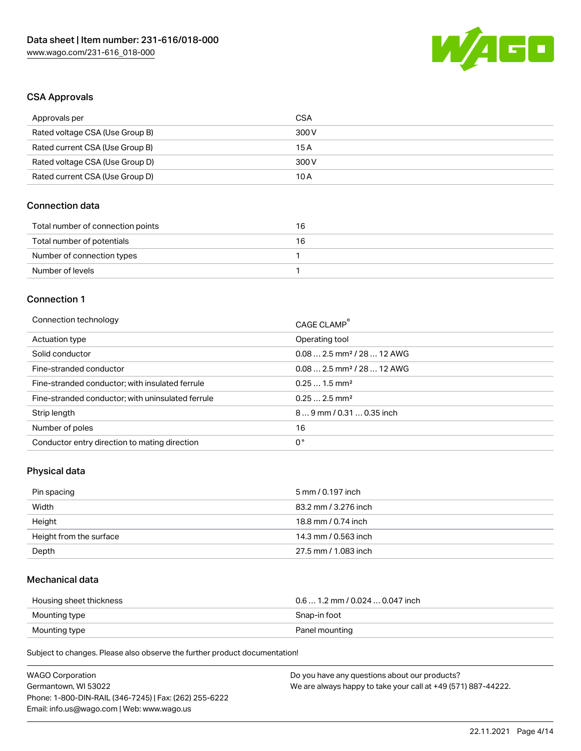## CSA Approvals

| Approvals per | CSA |
| --- | --- |
| Rated voltage CSA (Use Group B) | 300 V |
| Rated current CSA (Use Group B) | 15 A |
| Rated voltage CSA (Use Group D) | 300 V |
| Rated current CSA (Use Group D) | 10 A |

## Connection data

| Total number of connection points | 16 |
| --- | --- |
| Total number of potentials | 16 |
| Number of connection types | 1 |
| Number of levels | 1 |

## Connection 1

| Connection technology | CAGE CLAMP® |
| --- | --- |
| Actuation type | Operating tool |
| Solid conductor | 0.08 … 2.5 mm² / 28 … 12 AWG |
| Fine-stranded conductor | 0.08 … 2.5 mm² / 28 … 12 AWG |
| Fine-stranded conductor; with insulated ferrule | 0.25 … 1.5 mm² |
| Fine-stranded conductor; with uninsulated ferrule | 0.25 … 2.5 mm² |
| Strip length | 8 … 9 mm / 0.31 … 0.35 inch |
| Number of poles | 16 |
| Conductor entry direction to mating direction | 0 ° |

## Physical data

| Pin spacing | 5 mm / 0.197 inch |
| --- | --- |
| Width | 83.2 mm / 3.276 inch |
| Height | 18.8 mm / 0.74 inch |
| Height from the surface | 14.3 mm / 0.563 inch |
| Depth | 27.5 mm / 1.083 inch |

## Mechanical data

| Housing sheet thickness | 0.6 … 1.2 mm / 0.024 … 0.047 inch |
| --- | --- |
| Mounting type | Snap-in foot |
| Mounting type | Panel mounting |

Subject to changes. Please also observe the further product documentation!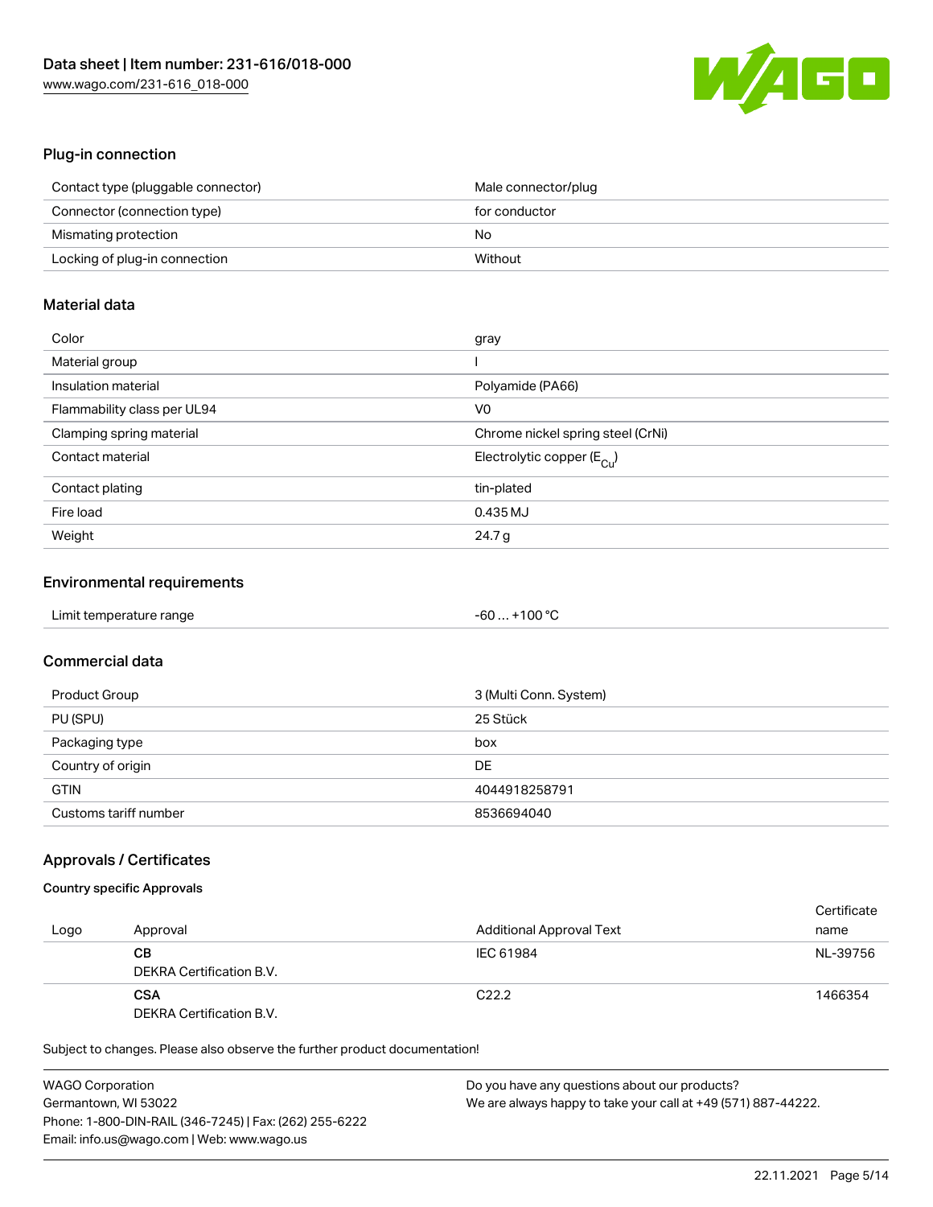## Plug-in connection

| | |
|---|---|
| Contact type (pluggable connector) | Male connector/plug |
| Connector (connection type) | for conductor |
| Mismating protection | No |
| Locking of plug-in connection | Without |

## Material data

| | |
|---|---|
| Color | gray |
| Material group | I |
| Insulation material | Polyamide (PA66) |
| Flammability class per UL94 | V0 |
| Clamping spring material | Chrome nickel spring steel (CrNi) |
| Contact material | Electrolytic copper ($E_{Cu}$) |
| Contact plating | tin-plated |
| Fire load | 0.435 MJ |
| Weight | 24.7 g |

## Environmental requirements

| | |
|---|---|
| Limit temperature range | -60 … +100 °C |

## Commercial data

| | |
|---|---|
| Product Group | 3 (Multi Conn. System) |
| PU (SPU) | 25 Stück |
| Packaging type | box |
| Country of origin | DE |
| GTIN | 4044918258791 |
| Customs tariff number | 8536694040 |

## Approvals / Certificates

### Country specific Approvals

| Logo | Approval | Additional Approval Text | Certificate name |
|---|---|---|---|
| | **CB** DEKRA Certification B.V. | IEC 61984 | NL-39756 |
| | **CSA** DEKRA Certification B.V. | C22.2 | 1466354 |

Subject to changes. Please also observe the further product documentation!

WAGO Corporation
Germantown, WI 53022
Phone: 1-800-DIN-RAIL (346-7245) | Fax: (262) 255-6222
Email: info.us@wago.com | Web: www.wago.us

Do you have any questions about our products?
We are always happy to take your call at +49 (571) 887-44222.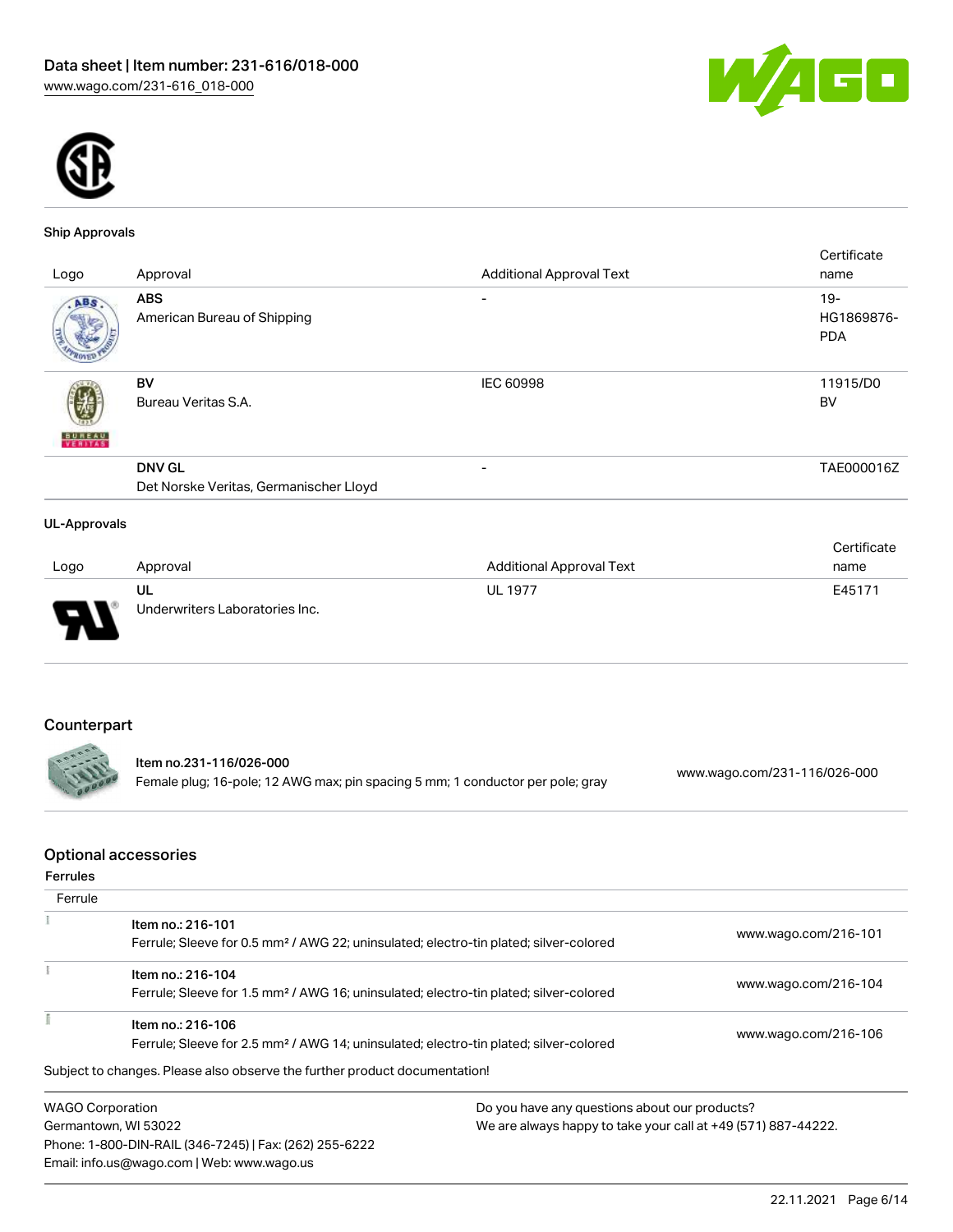### Ship Approvals

| Logo | Approval | Additional Approval Text | Certificate name |
|---|---|---|---|
| | **ABS** American Bureau of Shipping | - | 19-HG1869876-PDA |
| | **BV** Bureau Veritas S.A. | IEC 60998 | 11915/D0 BV |
| | **DNV GL** Det Norske Veritas, Germanischer Lloyd | - | TAE000016Z |

### UL-Approvals

| Logo | Approval | Additional Approval Text | Certificate name |
|---|---|---|---|
| | **UL** Underwriters Laboratories Inc. | UL 1977 | E45171 |

## Counterpart

| | | |
|---|---|---|
| | Item no.231-116/026-000<br>Female plug; 16-pole; 12 AWG max; pin spacing 5 mm; 1 conductor per pole; gray | www.wago.com/231-116/026-000 |

## Optional accessories

### Ferrules

| Ferrule | | |
|---|---|---|
| | Item no.: 216-101<br>Ferrule; Sleeve for 0.5 mm² / AWG 22; uninsulated; electro-tin plated; silver-colored | www.wago.com/216-101 |
| | Item no.: 216-104<br>Ferrule; Sleeve for 1.5 mm² / AWG 16; uninsulated; electro-tin plated; silver-colored | www.wago.com/216-104 |
| | Item no.: 216-106<br>Ferrule; Sleeve for 2.5 mm² / AWG 14; uninsulated; electro-tin plated; silver-colored | www.wago.com/216-106 |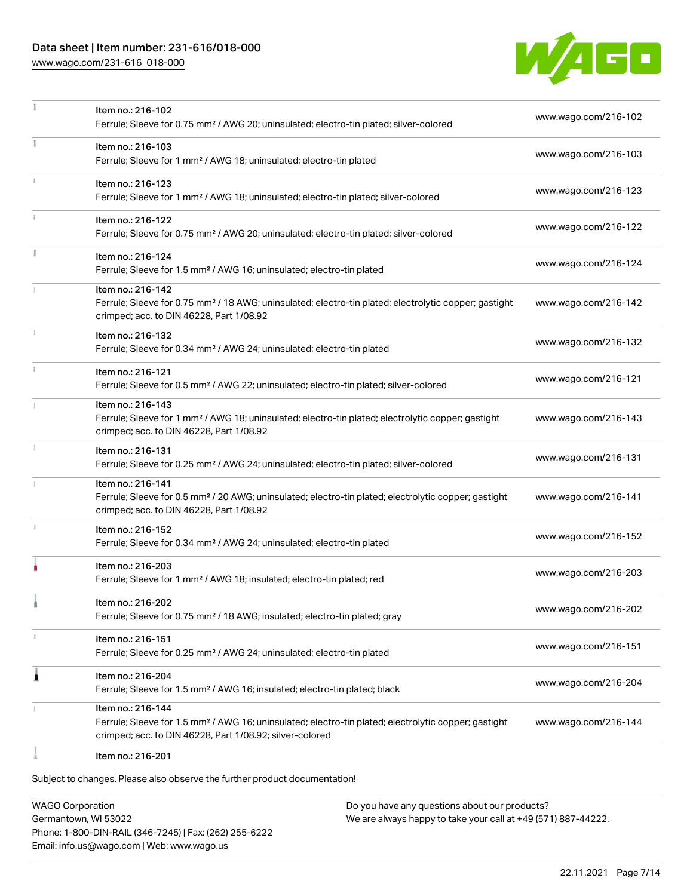| Item | Link |
| --- | --- |
| Item no.: 216-102<br>Ferrule; Sleeve for 0.75 mm² / AWG 20; uninsulated; electro-tin plated; silver-colored | www.wago.com/216-102 |
| Item no.: 216-103<br>Ferrule; Sleeve for 1 mm² / AWG 18; uninsulated; electro-tin plated | www.wago.com/216-103 |
| Item no.: 216-123<br>Ferrule; Sleeve for 1 mm² / AWG 18; uninsulated; electro-tin plated; silver-colored | www.wago.com/216-123 |
| Item no.: 216-122<br>Ferrule; Sleeve for 0.75 mm² / AWG 20; uninsulated; electro-tin plated; silver-colored | www.wago.com/216-122 |
| Item no.: 216-124<br>Ferrule; Sleeve for 1.5 mm² / AWG 16; uninsulated; electro-tin plated | www.wago.com/216-124 |
| Item no.: 216-142<br>Ferrule; Sleeve for 0.75 mm² / 18 AWG; uninsulated; electro-tin plated; electrolytic copper; gastight crimped; acc. to DIN 46228, Part 1/08.92 | www.wago.com/216-142 |
| Item no.: 216-132<br>Ferrule; Sleeve for 0.34 mm² / AWG 24; uninsulated; electro-tin plated | www.wago.com/216-132 |
| Item no.: 216-121<br>Ferrule; Sleeve for 0.5 mm² / AWG 22; uninsulated; electro-tin plated; silver-colored | www.wago.com/216-121 |
| Item no.: 216-143<br>Ferrule; Sleeve for 1 mm² / AWG 18; uninsulated; electro-tin plated; electrolytic copper; gastight crimped; acc. to DIN 46228, Part 1/08.92 | www.wago.com/216-143 |
| Item no.: 216-131<br>Ferrule; Sleeve for 0.25 mm² / AWG 24; uninsulated; electro-tin plated; silver-colored | www.wago.com/216-131 |
| Item no.: 216-141<br>Ferrule; Sleeve for 0.5 mm² / 20 AWG; uninsulated; electro-tin plated; electrolytic copper; gastight crimped; acc. to DIN 46228, Part 1/08.92 | www.wago.com/216-141 |
| Item no.: 216-152<br>Ferrule; Sleeve for 0.34 mm² / AWG 24; uninsulated; electro-tin plated | www.wago.com/216-152 |
| Item no.: 216-203<br>Ferrule; Sleeve for 1 mm² / AWG 18; insulated; electro-tin plated; red | www.wago.com/216-203 |
| Item no.: 216-202<br>Ferrule; Sleeve for 0.75 mm² / 18 AWG; insulated; electro-tin plated; gray | www.wago.com/216-202 |
| Item no.: 216-151<br>Ferrule; Sleeve for 0.25 mm² / AWG 24; uninsulated; electro-tin plated | www.wago.com/216-151 |
| Item no.: 216-204<br>Ferrule; Sleeve for 1.5 mm² / AWG 16; insulated; electro-tin plated; black | www.wago.com/216-204 |
| Item no.: 216-144<br>Ferrule; Sleeve for 1.5 mm² / AWG 16; uninsulated; electro-tin plated; electrolytic copper; gastight crimped; acc. to DIN 46228, Part 1/08.92; silver-colored | www.wago.com/216-144 |
| Item no.: 216-201 | |

Subject to changes. Please also observe the further product documentation!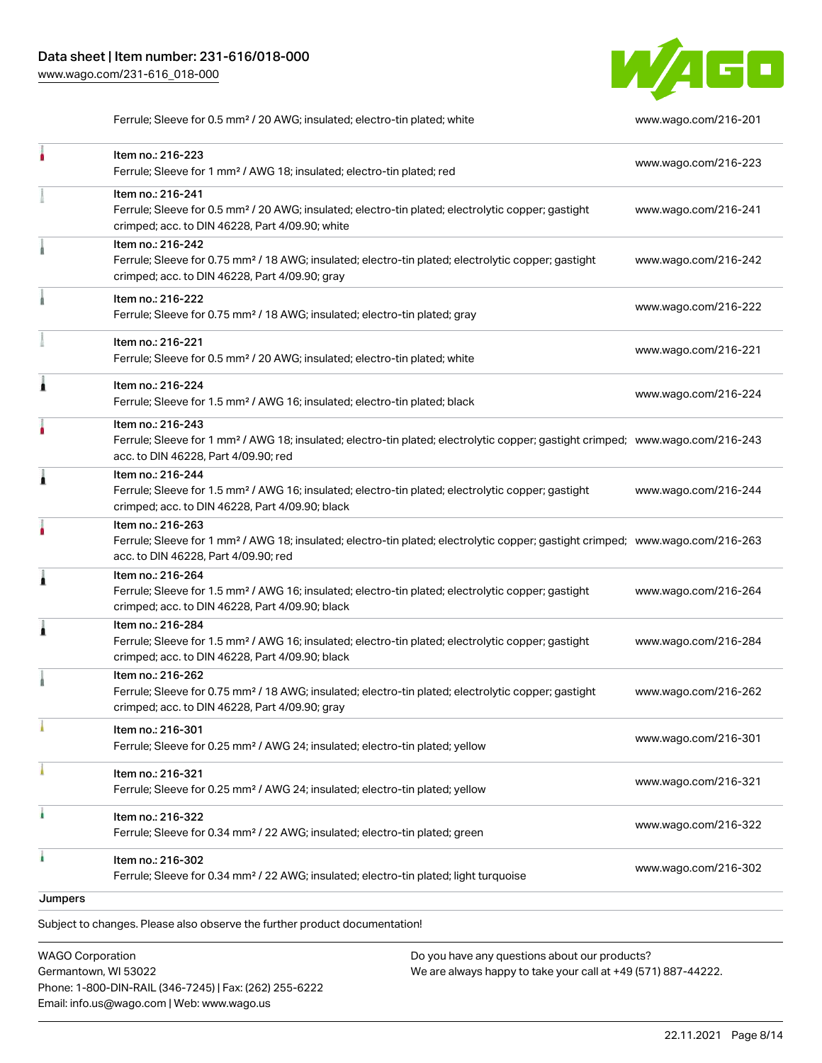| | | |
|---|---|---|
| | Ferrule; Sleeve for 0.5 mm² / 20 AWG; insulated; electro-tin plated; white | www.wago.com/216-201 |
| | Item no.: 216-223<br>Ferrule; Sleeve for 1 mm² / AWG 18; insulated; electro-tin plated; red | www.wago.com/216-223 |
| | Item no.: 216-241<br>Ferrule; Sleeve for 0.5 mm² / 20 AWG; insulated; electro-tin plated; electrolytic copper; gastight crimped; acc. to DIN 46228, Part 4/09.90; white | www.wago.com/216-241 |
| | Item no.: 216-242<br>Ferrule; Sleeve for 0.75 mm² / 18 AWG; insulated; electro-tin plated; electrolytic copper; gastight crimped; acc. to DIN 46228, Part 4/09.90; gray | www.wago.com/216-242 |
| | Item no.: 216-222<br>Ferrule; Sleeve for 0.75 mm² / 18 AWG; insulated; electro-tin plated; gray | www.wago.com/216-222 |
| | Item no.: 216-221<br>Ferrule; Sleeve for 0.5 mm² / 20 AWG; insulated; electro-tin plated; white | www.wago.com/216-221 |
| | Item no.: 216-224<br>Ferrule; Sleeve for 1.5 mm² / AWG 16; insulated; electro-tin plated; black | www.wago.com/216-224 |
| | Item no.: 216-243<br>Ferrule; Sleeve for 1 mm² / AWG 18; insulated; electro-tin plated; electrolytic copper; gastight crimped; acc. to DIN 46228, Part 4/09.90; red | www.wago.com/216-243 |
| | Item no.: 216-244<br>Ferrule; Sleeve for 1.5 mm² / AWG 16; insulated; electro-tin plated; electrolytic copper; gastight crimped; acc. to DIN 46228, Part 4/09.90; black | www.wago.com/216-244 |
| | Item no.: 216-263<br>Ferrule; Sleeve for 1 mm² / AWG 18; insulated; electro-tin plated; electrolytic copper; gastight crimped; acc. to DIN 46228, Part 4/09.90; red | www.wago.com/216-263 |
| | Item no.: 216-264<br>Ferrule; Sleeve for 1.5 mm² / AWG 16; insulated; electro-tin plated; electrolytic copper; gastight crimped; acc. to DIN 46228, Part 4/09.90; black | www.wago.com/216-264 |
| | Item no.: 216-284<br>Ferrule; Sleeve for 1.5 mm² / AWG 16; insulated; electro-tin plated; electrolytic copper; gastight crimped; acc. to DIN 46228, Part 4/09.90; black | www.wago.com/216-284 |
| | Item no.: 216-262<br>Ferrule; Sleeve for 0.75 mm² / 18 AWG; insulated; electro-tin plated; electrolytic copper; gastight crimped; acc. to DIN 46228, Part 4/09.90; gray | www.wago.com/216-262 |
| | Item no.: 216-301<br>Ferrule; Sleeve for 0.25 mm² / AWG 24; insulated; electro-tin plated; yellow | www.wago.com/216-301 |
| | Item no.: 216-321<br>Ferrule; Sleeve for 0.25 mm² / AWG 24; insulated; electro-tin plated; yellow | www.wago.com/216-321 |
| | Item no.: 216-322<br>Ferrule; Sleeve for 0.34 mm² / 22 AWG; insulated; electro-tin plated; green | www.wago.com/216-322 |
| | Item no.: 216-302<br>Ferrule; Sleeve for 0.34 mm² / 22 AWG; insulated; electro-tin plated; light turquoise | www.wago.com/216-302 |

Jumpers

Subject to changes. Please also observe the further product documentation!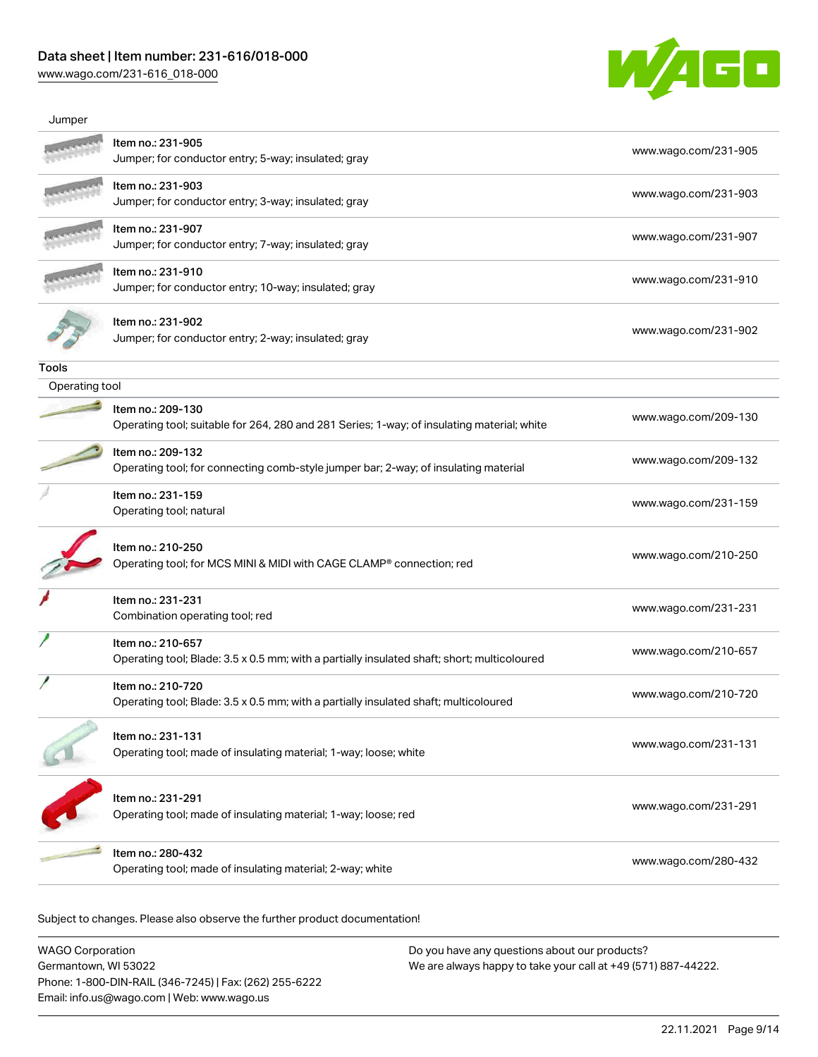Jumper

| | | |
|---|---|---|
| | Item no.: 231-905<br>Jumper; for conductor entry; 5-way; insulated; gray | www.wago.com/231-905 |
| | Item no.: 231-903<br>Jumper; for conductor entry; 3-way; insulated; gray | www.wago.com/231-903 |
| | Item no.: 231-907<br>Jumper; for conductor entry; 7-way; insulated; gray | www.wago.com/231-907 |
| | Item no.: 231-910<br>Jumper; for conductor entry; 10-way; insulated; gray | www.wago.com/231-910 |
| | Item no.: 231-902<br>Jumper; for conductor entry; 2-way; insulated; gray | www.wago.com/231-902 |

## Tools

Operating tool

| | | |
|---|---|---|
| | Item no.: 209-130<br>Operating tool; suitable for 264, 280 and 281 Series; 1-way; of insulating material; white | www.wago.com/209-130 |
| | Item no.: 209-132<br>Operating tool; for connecting comb-style jumper bar; 2-way; of insulating material | www.wago.com/209-132 |
| | Item no.: 231-159<br>Operating tool; natural | www.wago.com/231-159 |
| | Item no.: 210-250<br>Operating tool; for MCS MINI & MIDI with CAGE CLAMP® connection; red | www.wago.com/210-250 |
| | Item no.: 231-231<br>Combination operating tool; red | www.wago.com/231-231 |
| | Item no.: 210-657<br>Operating tool; Blade: 3.5 x 0.5 mm; with a partially insulated shaft; short; multicoloured | www.wago.com/210-657 |
| | Item no.: 210-720<br>Operating tool; Blade: 3.5 x 0.5 mm; with a partially insulated shaft; multicoloured | www.wago.com/210-720 |
| | Item no.: 231-131<br>Operating tool; made of insulating material; 1-way; loose; white | www.wago.com/231-131 |
| | Item no.: 231-291<br>Operating tool; made of insulating material; 1-way; loose; red | www.wago.com/231-291 |
| | Item no.: 280-432<br>Operating tool; made of insulating material; 2-way; white | www.wago.com/280-432 |

Subject to changes. Please also observe the further product documentation!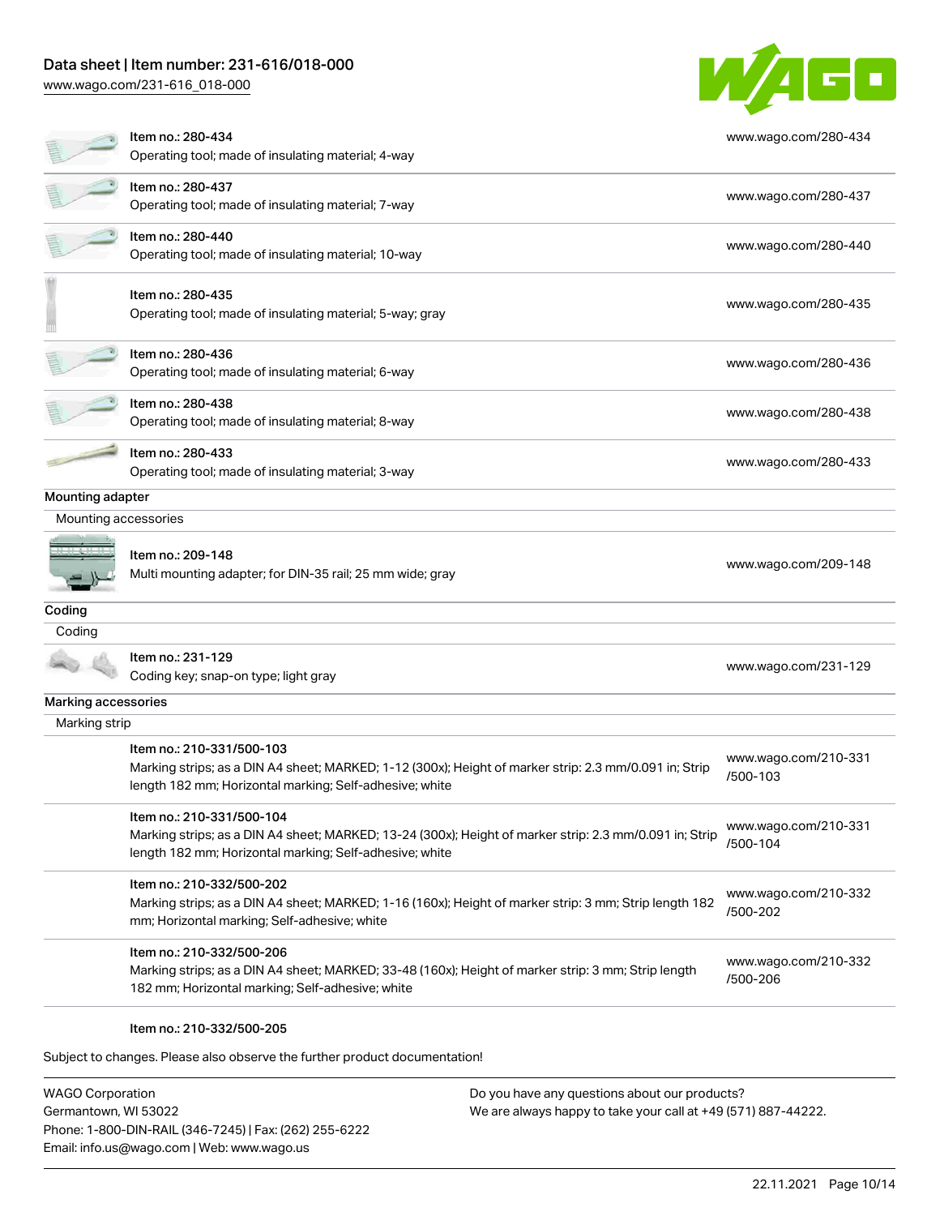| | | |
|---|---|---|
| | Item no.: 280-434<br>Operating tool; made of insulating material; 4-way | www.wago.com/280-434 |
| | Item no.: 280-437<br>Operating tool; made of insulating material; 7-way | www.wago.com/280-437 |
| | Item no.: 280-440<br>Operating tool; made of insulating material; 10-way | www.wago.com/280-440 |
| | Item no.: 280-435<br>Operating tool; made of insulating material; 5-way; gray | www.wago.com/280-435 |
| | Item no.: 280-436<br>Operating tool; made of insulating material; 6-way | www.wago.com/280-436 |
| | Item no.: 280-438<br>Operating tool; made of insulating material; 8-way | www.wago.com/280-438 |
| | Item no.: 280-433<br>Operating tool; made of insulating material; 3-way | www.wago.com/280-433 |

**Mounting adapter**

Mounting accessories

| | | |
|---|---|---|
| | Item no.: 209-148<br>Multi mounting adapter; for DIN-35 rail; 25 mm wide; gray | www.wago.com/209-148 |

**Coding**

Coding

| | | |
|---|---|---|
| | Item no.: 231-129<br>Coding key; snap-on type; light gray | www.wago.com/231-129 |

**Marking accessories**

Marking strip

| | | |
|---|---|---|
| | Item no.: 210-331/500-103<br>Marking strips; as a DIN A4 sheet; MARKED; 1-12 (300x); Height of marker strip: 2.3 mm/0.091 in; Strip length 182 mm; Horizontal marking; Self-adhesive; white | www.wago.com/210-331/500-103 |
| | Item no.: 210-331/500-104<br>Marking strips; as a DIN A4 sheet; MARKED; 13-24 (300x); Height of marker strip: 2.3 mm/0.091 in; Strip length 182 mm; Horizontal marking; Self-adhesive; white | www.wago.com/210-331/500-104 |
| | Item no.: 210-332/500-202<br>Marking strips; as a DIN A4 sheet; MARKED; 1-16 (160x); Height of marker strip: 3 mm; Strip length 182 mm; Horizontal marking; Self-adhesive; white | www.wago.com/210-332/500-202 |
| | Item no.: 210-332/500-206<br>Marking strips; as a DIN A4 sheet; MARKED; 33-48 (160x); Height of marker strip: 3 mm; Strip length 182 mm; Horizontal marking; Self-adhesive; white | www.wago.com/210-332/500-206 |
| | Item no.: 210-332/500-205 | |

Subject to changes. Please also observe the further product documentation!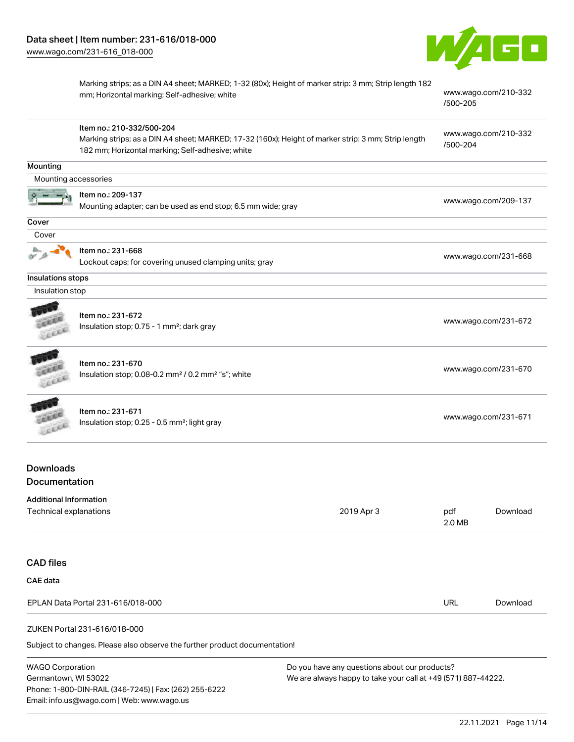Marking strips; as a DIN A4 sheet; MARKED; 1-32 (80x); Height of marker strip: 3 mm; Strip length 182 mm; Horizontal marking; Self-adhesive; white | www.wago.com/210-332/500-205

Item no.: 210-332/500-204
Marking strips; as a DIN A4 sheet; MARKED; 17-32 (160x); Height of marker strip: 3 mm; Strip length 182 mm; Horizontal marking; Self-adhesive; white | www.wago.com/210-332/500-204

### Mounting

Mounting accessories

| | |
|---|---|
| Item no.: 209-137<br>Mounting adapter; can be used as end stop; 6.5 mm wide; gray | www.wago.com/209-137 |

### Cover

Cover

| | |
|---|---|
| Item no.: 231-668<br>Lockout caps; for covering unused clamping units; gray | www.wago.com/231-668 |

### Insulations stops

Insulation stop

| | |
|---|---|
| Item no.: 231-672<br>Insulation stop; 0.75 - 1 mm²; dark gray | www.wago.com/231-672 |
| Item no.: 231-670<br>Insulation stop; 0.08-0.2 mm² / 0.2 mm² "s"; white | www.wago.com/231-670 |
| Item no.: 231-671<br>Insulation stop; 0.25 - 0.5 mm²; light gray | www.wago.com/231-671 |

## Downloads

## Documentation

### Additional Information

| | | | |
|---|---|---|---|
| Technical explanations | 2019 Apr 3 | pdf<br>2.0 MB | Download |

## CAD files

### CAE data

| | | |
|---|---|---|
| EPLAN Data Portal 231-616/018-000 | URL | Download |
| ZUKEN Portal 231-616/018-000 | | |

Subject to changes. Please also observe the further product documentation!

WAGO Corporation
Germantown, WI 53022
Phone: 1-800-DIN-RAIL (346-7245) | Fax: (262) 255-6222
Email: info.us@wago.com | Web: www.wago.us

Do you have any questions about our products?
We are always happy to take your call at +49 (571) 887-44222.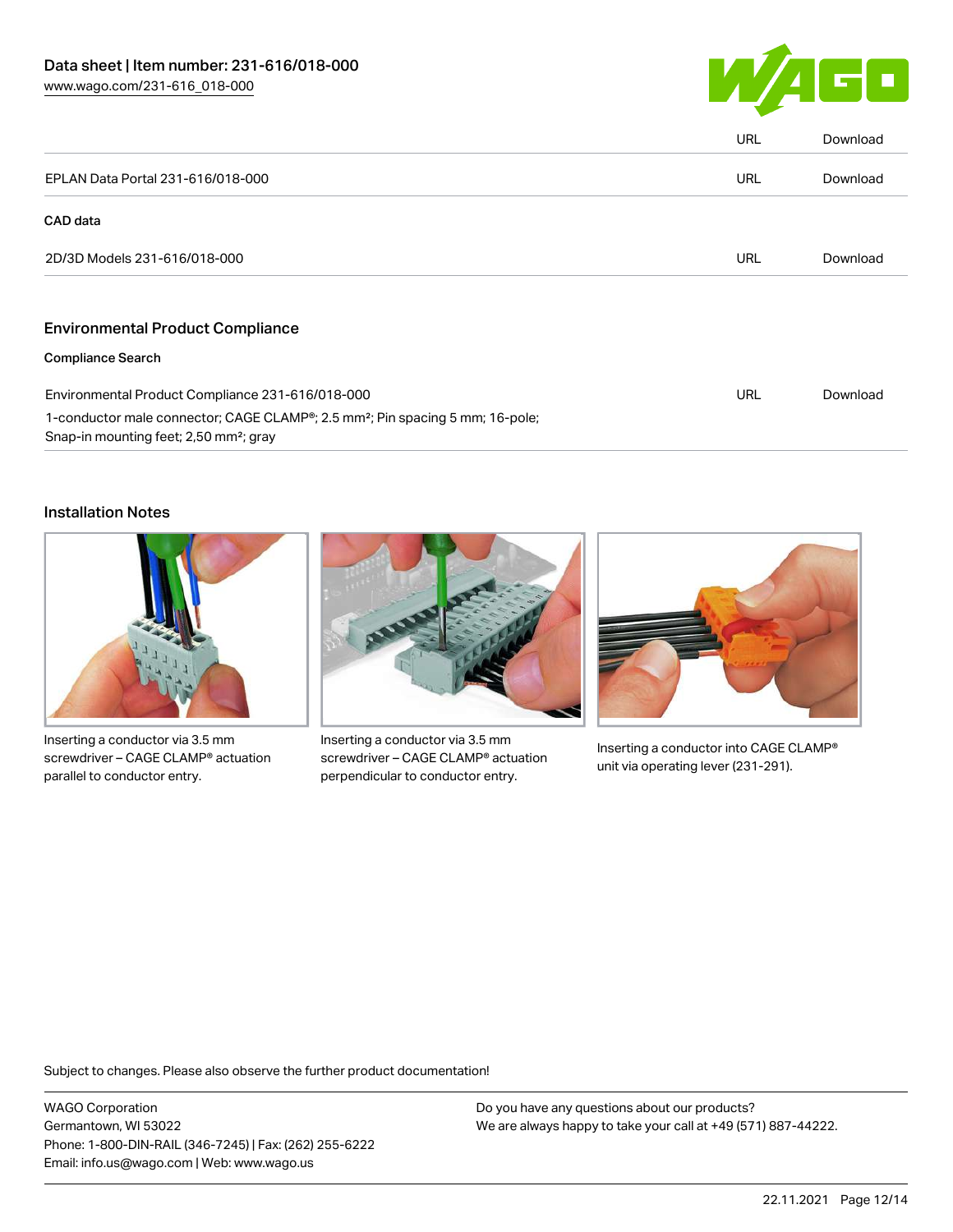| | URL | Download |
|---|---|---|
| EPLAN Data Portal 231-616/018-000 | URL | Download |

### CAD data

| | | |
|---|---|---|
| 2D/3D Models 231-616/018-000 | URL | Download |

## Environmental Product Compliance

### Compliance Search

| | | |
|---|---|---|
| Environmental Product Compliance 231-616/018-000<br>1-conductor male connector; CAGE CLAMP®; 2.5 mm²; Pin spacing 5 mm; 16-pole; Snap-in mounting feet; 2,50 mm²; gray | URL | Download |

## Installation Notes

Inserting a conductor via 3.5 mm screwdriver – CAGE CLAMP® actuation parallel to conductor entry.

Inserting a conductor via 3.5 mm screwdriver – CAGE CLAMP® actuation perpendicular to conductor entry.

Inserting a conductor into CAGE CLAMP® unit via operating lever (231-291).

Subject to changes. Please also observe the further product documentation!

WAGO Corporation
Germantown, WI 53022
Phone: 1-800-DIN-RAIL (346-7245) | Fax: (262) 255-6222
Email: info.us@wago.com | Web: www.wago.us

Do you have any questions about our products?
We are always happy to take your call at +49 (571) 887-44222.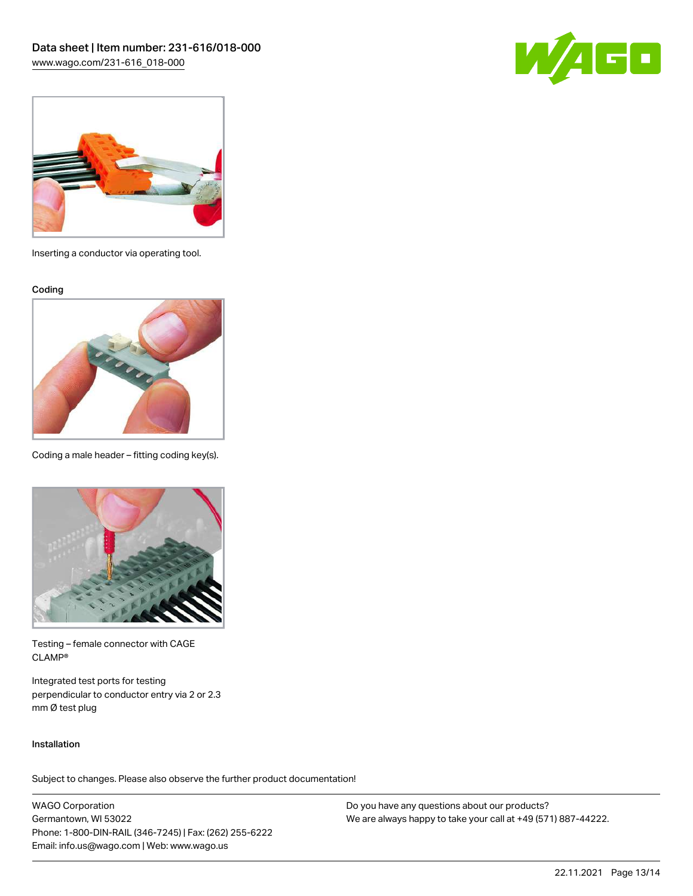Inserting a conductor via operating tool.

Coding

Coding a male header – fitting coding key(s).

Testing – female connector with CAGE CLAMP®

Integrated test ports for testing perpendicular to conductor entry via 2 or 2.3 mm Ø test plug

Installation

Subject to changes. Please also observe the further product documentation!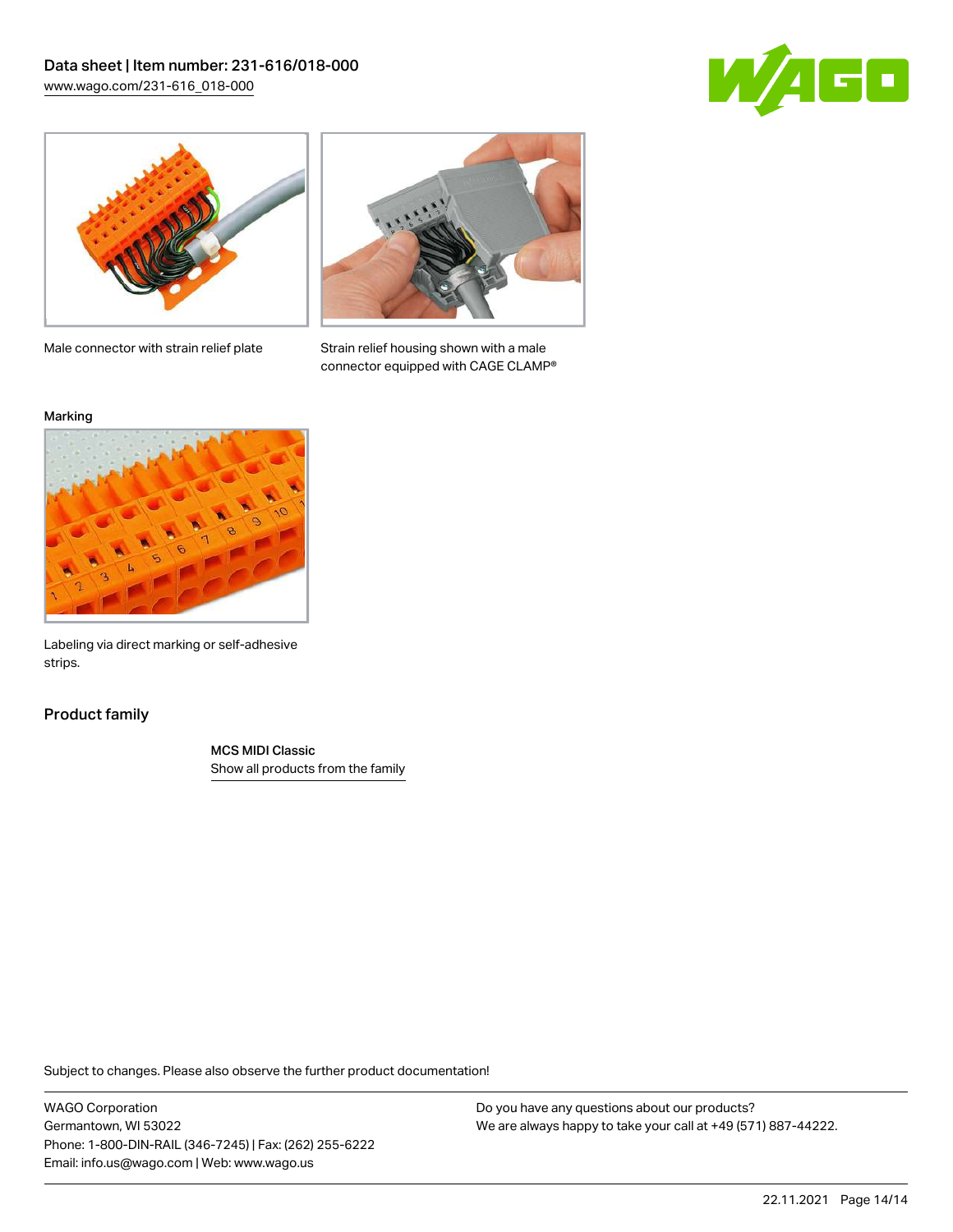Male connector with strain relief plate

Strain relief housing shown with a male connector equipped with CAGE CLAMP®

Marking

Labeling via direct marking or self-adhesive strips.

## Product family

MCS MIDI Classic
Show all products from the family

Subject to changes. Please also observe the further product documentation!

WAGO Corporation
Germantown, WI 53022
Phone: 1-800-DIN-RAIL (346-7245) | Fax: (262) 255-6222
Email: info.us@wago.com | Web: www.wago.us

Do you have any questions about our products?
We are always happy to take your call at +49 (571) 887-44222.